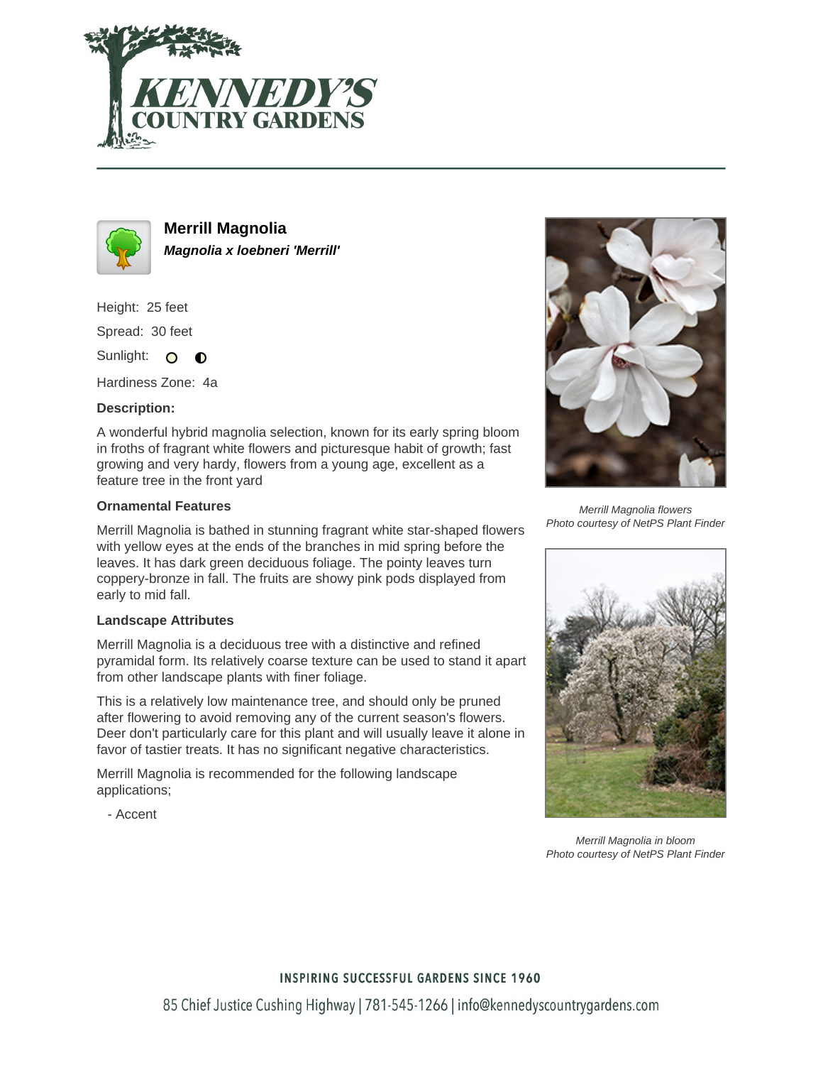# Merrill Magnolia

***Magnolia x loebneri 'Merrill'***

Height: 25 feet

Spread: 30 feet

Sunlight:

Hardiness Zone: 4a

### Description:

A wonderful hybrid magnolia selection, known for its early spring bloom in froths of fragrant white flowers and picturesque habit of growth; fast growing and very hardy, flowers from a young age, excellent as a feature tree in the front yard

### Ornamental Features

Merrill Magnolia is bathed in stunning fragrant white star-shaped flowers with yellow eyes at the ends of the branches in mid spring before the leaves. It has dark green deciduous foliage. The pointy leaves turn coppery-bronze in fall. The fruits are showy pink pods displayed from early to mid fall.

### Landscape Attributes

Merrill Magnolia is a deciduous tree with a distinctive and refined pyramidal form. Its relatively coarse texture can be used to stand it apart from other landscape plants with finer foliage.

This is a relatively low maintenance tree, and should only be pruned after flowering to avoid removing any of the current season's flowers. Deer don't particularly care for this plant and will usually leave it alone in favor of tastier treats. It has no significant negative characteristics.

Merrill Magnolia is recommended for the following landscape applications;

- Accent

*Merrill Magnolia flowers*
*Photo courtesy of NetPS Plant Finder*

*Merrill Magnolia in bloom*
*Photo courtesy of NetPS Plant Finder*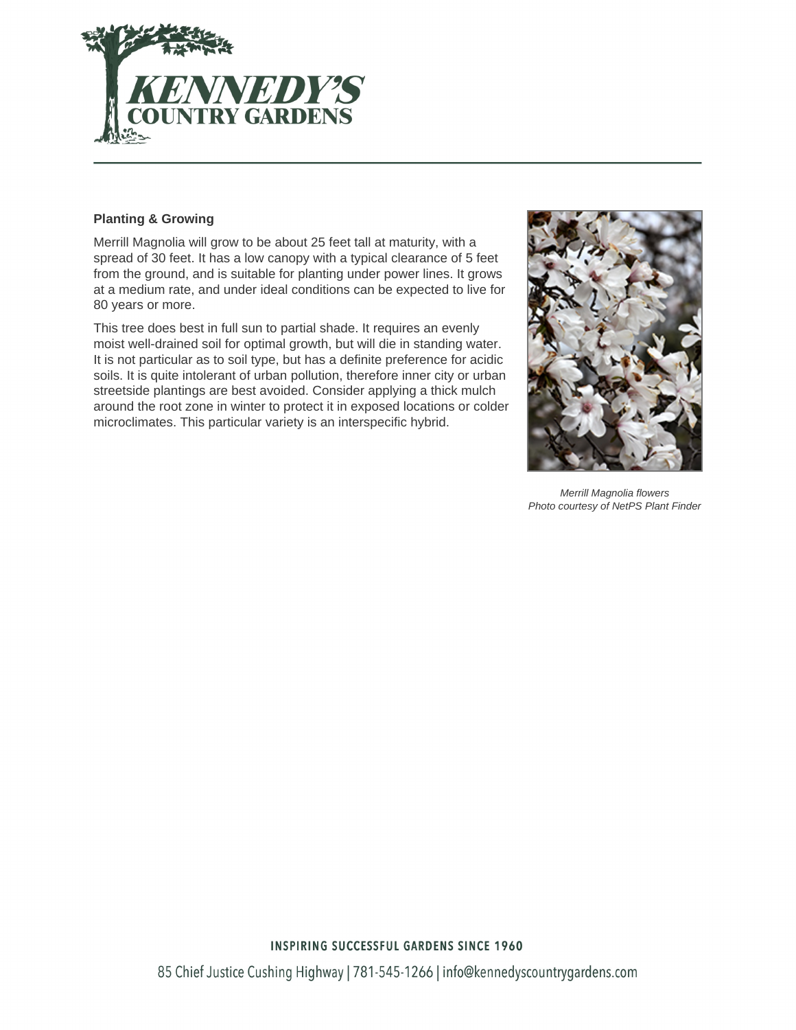## Planting & Growing

Merrill Magnolia will grow to be about 25 feet tall at maturity, with a spread of 30 feet. It has a low canopy with a typical clearance of 5 feet from the ground, and is suitable for planting under power lines. It grows at a medium rate, and under ideal conditions can be expected to live for 80 years or more.

This tree does best in full sun to partial shade. It requires an evenly moist well-drained soil for optimal growth, but will die in standing water. It is not particular as to soil type, but has a definite preference for acidic soils. It is quite intolerant of urban pollution, therefore inner city or urban streetside plantings are best avoided. Consider applying a thick mulch around the root zone in winter to protect it in exposed locations or colder microclimates. This particular variety is an interspecific hybrid.

*Merrill Magnolia flowers*
*Photo courtesy of NetPS Plant Finder*